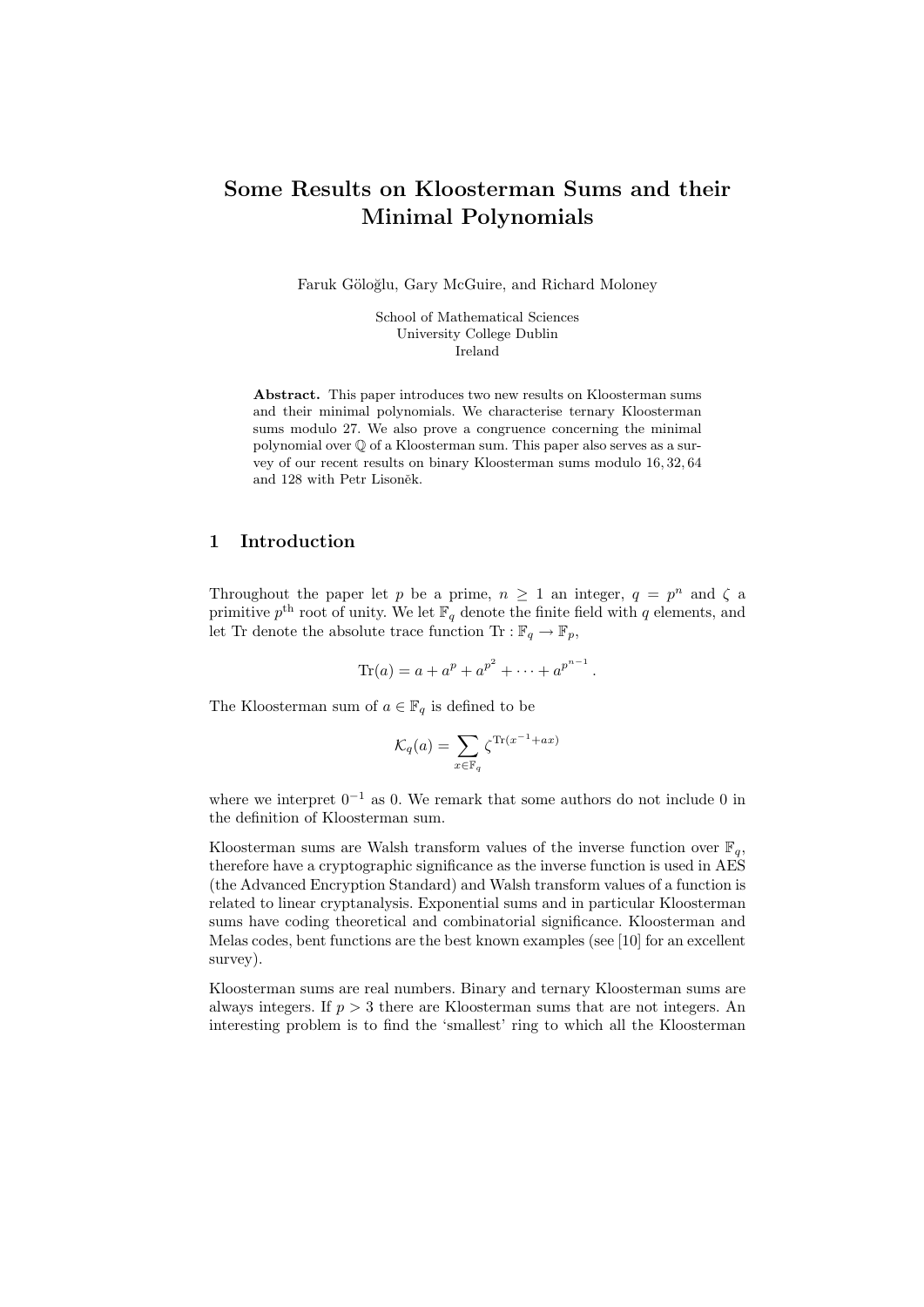# Some Results on Kloosterman Sums and their Minimal Polynomials

Faruk Göloğlu, Gary McGuire, and Richard Moloney

School of Mathematical Sciences
University College Dublin
Ireland

**Abstract.** This paper introduces two new results on Kloosterman sums and their minimal polynomials. We characterise ternary Kloosterman sums modulo 27. We also prove a congruence concerning the minimal polynomial over $\mathbb{Q}$ of a Kloosterman sum. This paper also serves as a survey of our recent results on binary Kloosterman sums modulo 16, 32, 64 and 128 with Petr Lisoněk.

## 1 Introduction

Throughout the paper let $p$ be a prime, $n \geq 1$ an integer, $q = p^n$ and $\zeta$ a primitive $p^{\text{th}}$ root of unity. We let $\mathbb{F}_q$ denote the finite field with $q$ elements, and let Tr denote the absolute trace function $\text{Tr} : \mathbb{F}_q \to \mathbb{F}_p$,

$$\text{Tr}(a) = a + a^p + a^{p^2} + \cdots + a^{p^{n-1}}.$$

The Kloosterman sum of $a \in \mathbb{F}_q$ is defined to be

$$\mathcal{K}_q(a) = \sum_{x \in \mathbb{F}_q} \zeta^{\text{Tr}(x^{-1}+ax)}$$

where we interpret $0^{-1}$ as 0. We remark that some authors do not include 0 in the definition of Kloosterman sum.

Kloosterman sums are Walsh transform values of the inverse function over $\mathbb{F}_q$, therefore have a cryptographic significance as the inverse function is used in AES (the Advanced Encryption Standard) and Walsh transform values of a function is related to linear cryptanalysis. Exponential sums and in particular Kloosterman sums have coding theoretical and combinatorial significance. Kloosterman and Melas codes, bent functions are the best known examples (see [10] for an excellent survey).

Kloosterman sums are real numbers. Binary and ternary Kloosterman sums are always integers. If $p > 3$ there are Kloosterman sums that are not integers. An interesting problem is to find the 'smallest' ring to which all the Kloosterman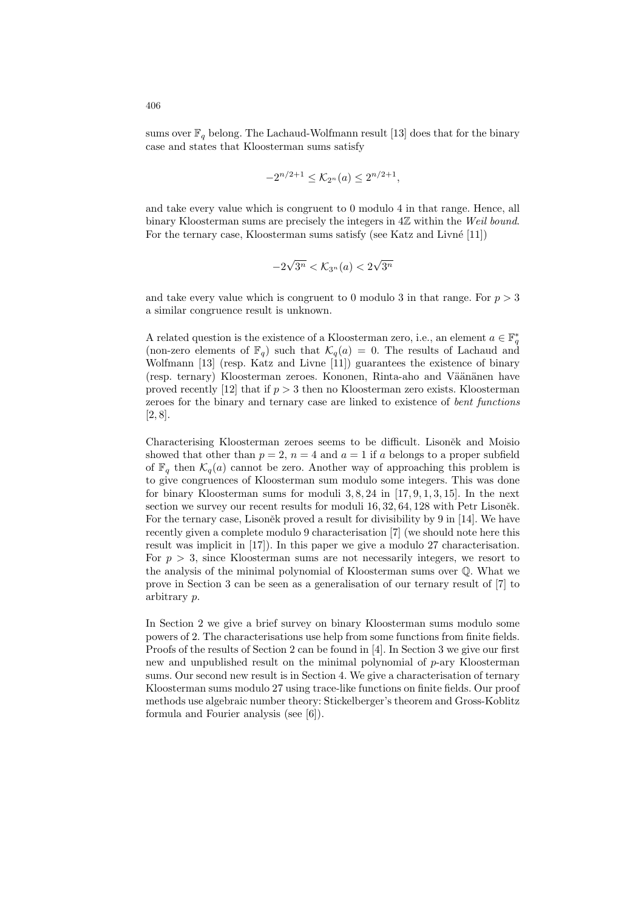sums over $\mathbb{F}_q$ belong. The Lachaud-Wolfmann result [13] does that for the binary case and states that Kloosterman sums satisfy

$$-2^{n/2+1} \leq \mathcal{K}_{2^n}(a) \leq 2^{n/2+1},$$

and take every value which is congruent to 0 modulo 4 in that range. Hence, all binary Kloosterman sums are precisely the integers in $4\mathbb{Z}$ within the *Weil bound*. For the ternary case, Kloosterman sums satisfy (see Katz and Livné [11])

$$-2\sqrt{3^n} < \mathcal{K}_{3^n}(a) < 2\sqrt{3^n}$$

and take every value which is congruent to 0 modulo 3 in that range. For $p > 3$ a similar congruence result is unknown.

A related question is the existence of a Kloosterman zero, i.e., an element $a \in \mathbb{F}_q^*$ (non-zero elements of $\mathbb{F}_q$) such that $\mathcal{K}_q(a) = 0$. The results of Lachaud and Wolfmann [13] (resp. Katz and Livne [11]) guarantees the existence of binary (resp. ternary) Kloosterman zeroes. Kononen, Rinta-aho and Väänänen have proved recently [12] that if $p > 3$ then no Kloosterman zero exists. Kloosterman zeroes for the binary and ternary case are linked to existence of *bent functions* [2, 8].

Characterising Kloosterman zeroes seems to be difficult. Lisoněk and Moisio showed that other than $p = 2$, $n = 4$ and $a = 1$ if $a$ belongs to a proper subfield of $\mathbb{F}_q$ then $\mathcal{K}_q(a)$ cannot be zero. Another way of approaching this problem is to give congruences of Kloosterman sum modulo some integers. This was done for binary Kloosterman sums for moduli $3, 8, 24$ in [17, 9, 1, 3, 15]. In the next section we survey our recent results for moduli $16, 32, 64, 128$ with Petr Lisoněk. For the ternary case, Lisoněk proved a result for divisibility by 9 in [14]. We have recently given a complete modulo 9 characterisation [7] (we should note here this result was implicit in [17]). In this paper we give a modulo 27 characterisation. For $p > 3$, since Kloosterman sums are not necessarily integers, we resort to the analysis of the minimal polynomial of Kloosterman sums over $\mathbb{Q}$. What we prove in Section 3 can be seen as a generalisation of our ternary result of [7] to arbitrary $p$.

In Section 2 we give a brief survey on binary Kloosterman sums modulo some powers of 2. The characterisations use help from some functions from finite fields. Proofs of the results of Section 2 can be found in [4]. In Section 3 we give our first new and unpublished result on the minimal polynomial of $p$-ary Kloosterman sums. Our second new result is in Section 4. We give a characterisation of ternary Kloosterman sums modulo 27 using trace-like functions on finite fields. Our proof methods use algebraic number theory: Stickelberger's theorem and Gross-Koblitz formula and Fourier analysis (see [6]).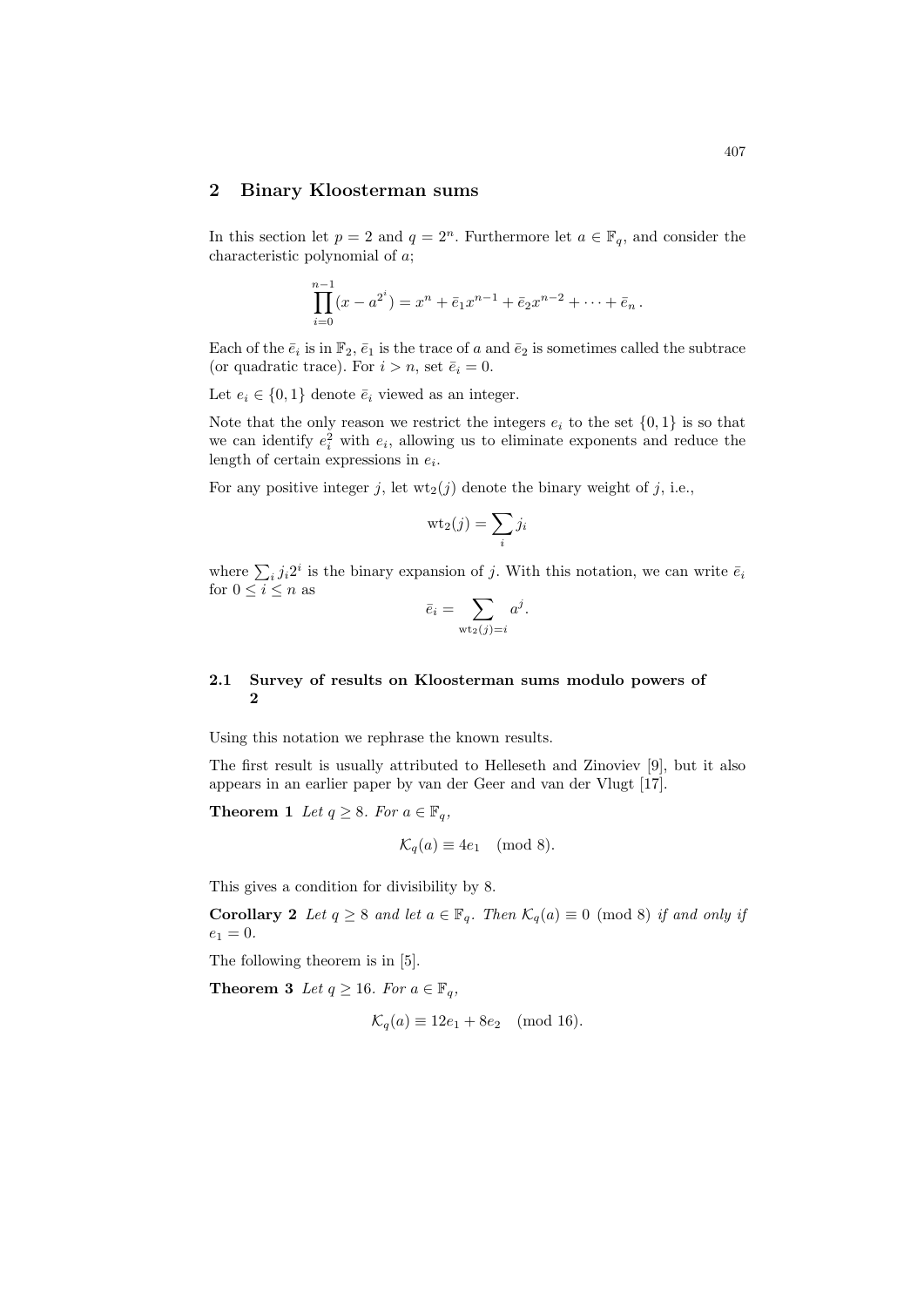## 2 Binary Kloosterman sums

In this section let $p = 2$ and $q = 2^n$. Furthermore let $a \in \mathbb{F}_q$, and consider the characteristic polynomial of $a$;

$$\prod_{i=0}^{n-1}(x - a^{2^i}) = x^n + \bar{e}_1 x^{n-1} + \bar{e}_2 x^{n-2} + \cdots + \bar{e}_n \,.$$

Each of the $\bar{e}_i$ is in $\mathbb{F}_2$, $\bar{e}_1$ is the trace of $a$ and $\bar{e}_2$ is sometimes called the subtrace (or quadratic trace). For $i > n$, set $\bar{e}_i = 0$.

Let $e_i \in \{0, 1\}$ denote $\bar{e}_i$ viewed as an integer.

Note that the only reason we restrict the integers $e_i$ to the set $\{0, 1\}$ is so that we can identify $e_i^2$ with $e_i$, allowing us to eliminate exponents and reduce the length of certain expressions in $e_i$.

For any positive integer $j$, let $\mathrm{wt}_2(j)$ denote the binary weight of $j$, i.e.,

$$\mathrm{wt}_2(j) = \sum_i j_i$$

where $\sum_i j_i 2^i$ is the binary expansion of $j$. With this notation, we can write $\bar{e}_i$ for $0 \leq i \leq n$ as

$$\bar{e}_i = \sum_{\mathrm{wt}_2(j)=i} a^j.$$

### 2.1 Survey of results on Kloosterman sums modulo powers of 2

Using this notation we rephrase the known results.

The first result is usually attributed to Helleseth and Zinoviev [9], but it also appears in an earlier paper by van der Geer and van der Vlugt [17].

**Theorem 1** *Let $q \geq 8$. For $a \in \mathbb{F}_q$,*

$$\mathcal{K}_q(a) \equiv 4e_1 \pmod{8}.$$

This gives a condition for divisibility by 8.

**Corollary 2** *Let $q \geq 8$ and let $a \in \mathbb{F}_q$. Then $\mathcal{K}_q(a) \equiv 0 \pmod{8}$ if and only if $e_1 = 0$.*

The following theorem is in [5].

**Theorem 3** *Let $q \geq 16$. For $a \in \mathbb{F}_q$,*

$$\mathcal{K}_q(a) \equiv 12e_1 + 8e_2 \pmod{16}.$$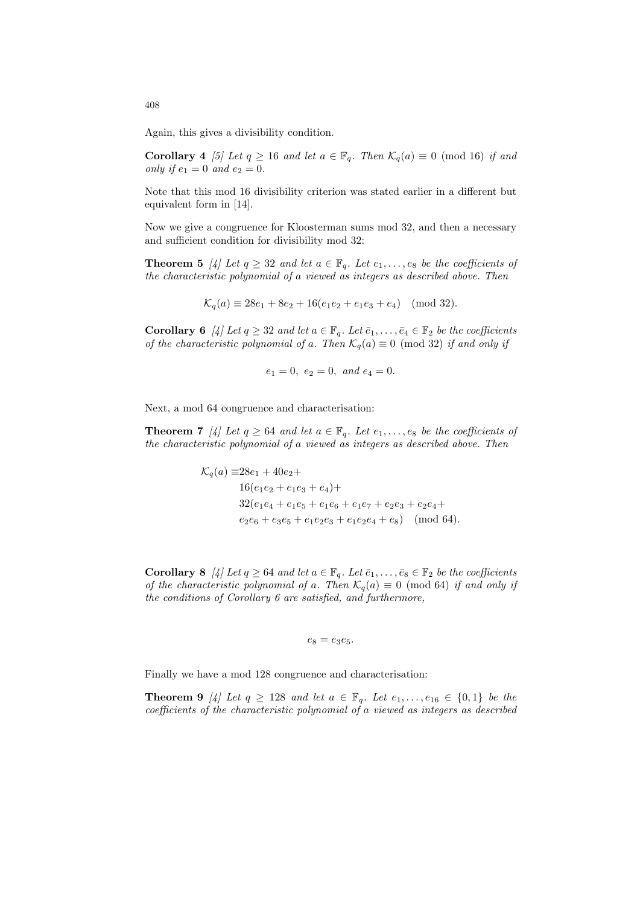Again, this gives a divisibility condition.

**Corollary 4** *[5] Let $q \geq 16$ and let $a \in \mathbb{F}_q$. Then $\mathcal{K}_q(a) \equiv 0 \pmod{16}$ if and only if $e_1 = 0$ and $e_2 = 0$.*

Note that this mod 16 divisibility criterion was stated earlier in a different but equivalent form in [14].

Now we give a congruence for Kloosterman sums mod 32, and then a necessary and sufficient condition for divisibility mod 32:

**Theorem 5** *[4] Let $q \geq 32$ and let $a \in \mathbb{F}_q$. Let $e_1, \ldots, e_8$ be the coefficients of the characteristic polynomial of $a$ viewed as integers as described above. Then*

$$\mathcal{K}_q(a) \equiv 28e_1 + 8e_2 + 16(e_1e_2 + e_1e_3 + e_4) \pmod{32}.$$

**Corollary 6** *[4] Let $q \geq 32$ and let $a \in \mathbb{F}_q$. Let $\bar{e}_1, \ldots, \bar{e}_4 \in \mathbb{F}_2$ be the coefficients of the characteristic polynomial of $a$. Then $\mathcal{K}_q(a) \equiv 0 \pmod{32}$ if and only if*

$$e_1 = 0, \ e_2 = 0, \ \text{and } e_4 = 0.$$

Next, a mod 64 congruence and characterisation:

**Theorem 7** *[4] Let $q \geq 64$ and let $a \in \mathbb{F}_q$. Let $e_1, \ldots, e_8$ be the coefficients of the characteristic polynomial of $a$ viewed as integers as described above. Then*

$$\begin{aligned}
\mathcal{K}_q(a) \equiv & 28e_1 + 40e_2 + \\
& 16(e_1e_2 + e_1e_3 + e_4) + \\
& 32(e_1e_4 + e_1e_5 + e_1e_6 + e_1e_7 + e_2e_3 + e_2e_4 + \\
& e_2e_6 + e_3e_5 + e_1e_2e_3 + e_1e_2e_4 + e_8) \pmod{64}.
\end{aligned}$$

**Corollary 8** *[4] Let $q \geq 64$ and let $a \in \mathbb{F}_q$. Let $\bar{e}_1, \ldots, \bar{e}_8 \in \mathbb{F}_2$ be the coefficients of the characteristic polynomial of $a$. Then $\mathcal{K}_q(a) \equiv 0 \pmod{64}$ if and only if the conditions of Corollary 6 are satisfied, and furthermore,*

$$e_8 = e_3e_5.$$

Finally we have a mod 128 congruence and characterisation:

**Theorem 9** *[4] Let $q \geq 128$ and let $a \in \mathbb{F}_q$. Let $e_1, \ldots, e_{16} \in \{0, 1\}$ be the coefficients of the characteristic polynomial of $a$ viewed as integers as described*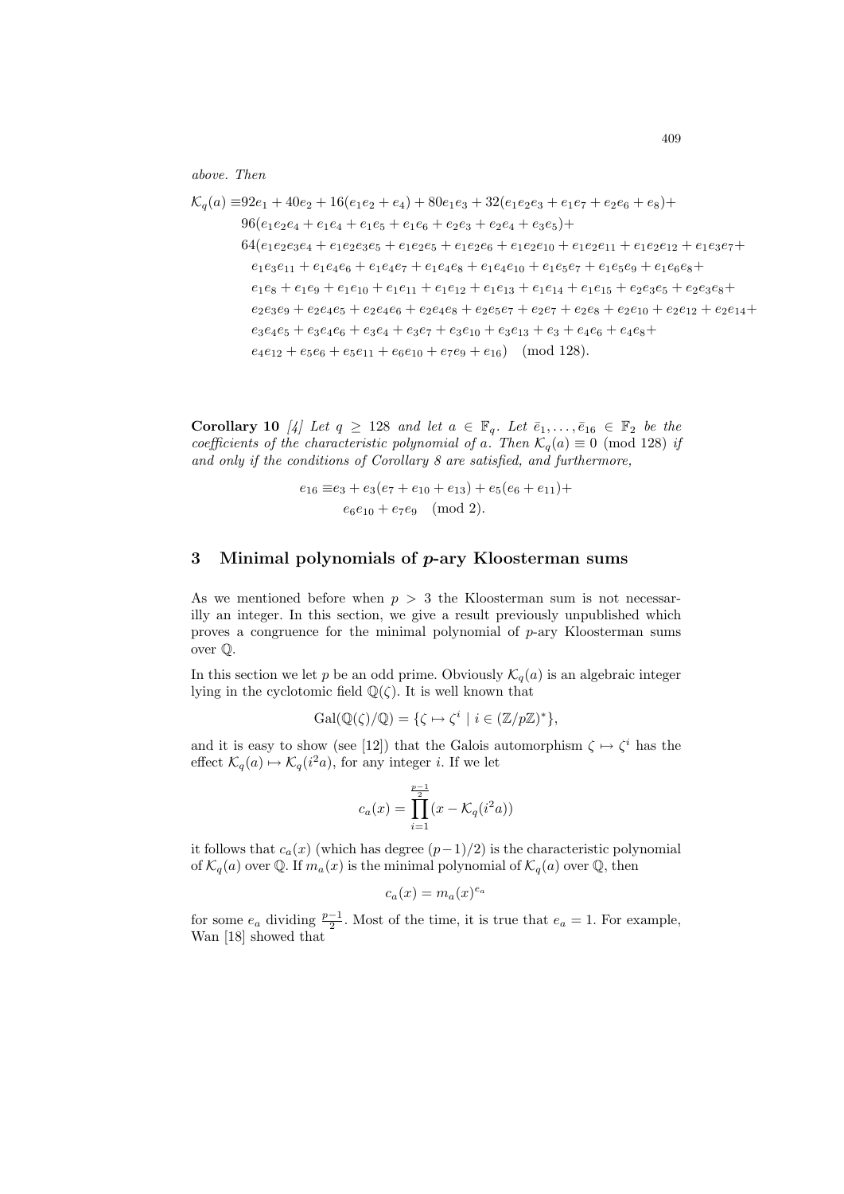*above. Then*

$$
\begin{aligned}
\mathcal{K}_q(a) \equiv\, & 92e_1 + 40e_2 + 16(e_1e_2 + e_4) + 80e_1e_3 + 32(e_1e_2e_3 + e_1e_7 + e_2e_6 + e_8) + \\
& 96(e_1e_2e_4 + e_1e_4 + e_1e_5 + e_1e_6 + e_2e_3 + e_2e_4 + e_3e_5) + \\
& 64(e_1e_2e_3e_4 + e_1e_2e_3e_5 + e_1e_2e_5 + e_1e_2e_6 + e_1e_2e_{10} + e_1e_2e_{11} + e_1e_2e_{12} + e_1e_3e_7 + \\
& \quad e_1e_3e_{11} + e_1e_4e_6 + e_1e_4e_7 + e_1e_4e_8 + e_1e_4e_{10} + e_1e_5e_7 + e_1e_5e_9 + e_1e_6e_8 + \\
& \quad e_1e_8 + e_1e_9 + e_1e_{10} + e_1e_{11} + e_1e_{12} + e_1e_{13} + e_1e_{14} + e_1e_{15} + e_2e_3e_5 + e_2e_3e_8 + \\
& \quad e_2e_3e_9 + e_2e_4e_5 + e_2e_4e_6 + e_2e_4e_8 + e_2e_5e_7 + e_2e_7 + e_2e_8 + e_2e_{10} + e_2e_{12} + e_2e_{14} + \\
& \quad e_3e_4e_5 + e_3e_4e_6 + e_3e_4 + e_3e_7 + e_3e_{10} + e_3e_{13} + e_3 + e_4e_6 + e_4e_8 + \\
& \quad e_4e_{12} + e_5e_6 + e_5e_{11} + e_6e_{10} + e_7e_9 + e_{16}) \pmod{128}.
\end{aligned}
$$

**Corollary 10** *[4] Let $q \geq 128$ and let $a \in \mathbb{F}_q$. Let $\bar{e}_1, \ldots, \bar{e}_{16} \in \mathbb{F}_2$ be the coefficients of the characteristic polynomial of $a$. Then $\mathcal{K}_q(a) \equiv 0 \pmod{128}$ if and only if the conditions of Corollary 8 are satisfied, and furthermore,*

$$
\begin{aligned}
e_{16} \equiv\, & e_3 + e_3(e_7 + e_{10} + e_{13}) + e_5(e_6 + e_{11}) + \\
& e_6e_{10} + e_7e_9 \pmod{2}.
\end{aligned}
$$

## 3 Minimal polynomials of $p$-ary Kloosterman sums

As we mentioned before when $p > 3$ the Kloosterman sum is not necessarilly an integer. In this section, we give a result previously unpublished which proves a congruence for the minimal polynomial of $p$-ary Kloosterman sums over $\mathbb{Q}$.

In this section we let $p$ be an odd prime. Obviously $\mathcal{K}_q(a)$ is an algebraic integer lying in the cyclotomic field $\mathbb{Q}(\zeta)$. It is well known that

$$
\mathrm{Gal}(\mathbb{Q}(\zeta)/\mathbb{Q}) = \{\zeta \mapsto \zeta^i \mid i \in (\mathbb{Z}/p\mathbb{Z})^*\},
$$

and it is easy to show (see [12]) that the Galois automorphism $\zeta \mapsto \zeta^i$ has the effect $\mathcal{K}_q(a) \mapsto \mathcal{K}_q(i^2a)$, for any integer $i$. If we let

$$
c_a(x) = \prod_{i=1}^{\frac{p-1}{2}} (x - \mathcal{K}_q(i^2a))
$$

it follows that $c_a(x)$ (which has degree $(p-1)/2$) is the characteristic polynomial of $\mathcal{K}_q(a)$ over $\mathbb{Q}$. If $m_a(x)$ is the minimal polynomial of $\mathcal{K}_q(a)$ over $\mathbb{Q}$, then

$$
c_a(x) = m_a(x)^{e_a}
$$

for some $e_a$ dividing $\frac{p-1}{2}$. Most of the time, it is true that $e_a = 1$. For example, Wan [18] showed that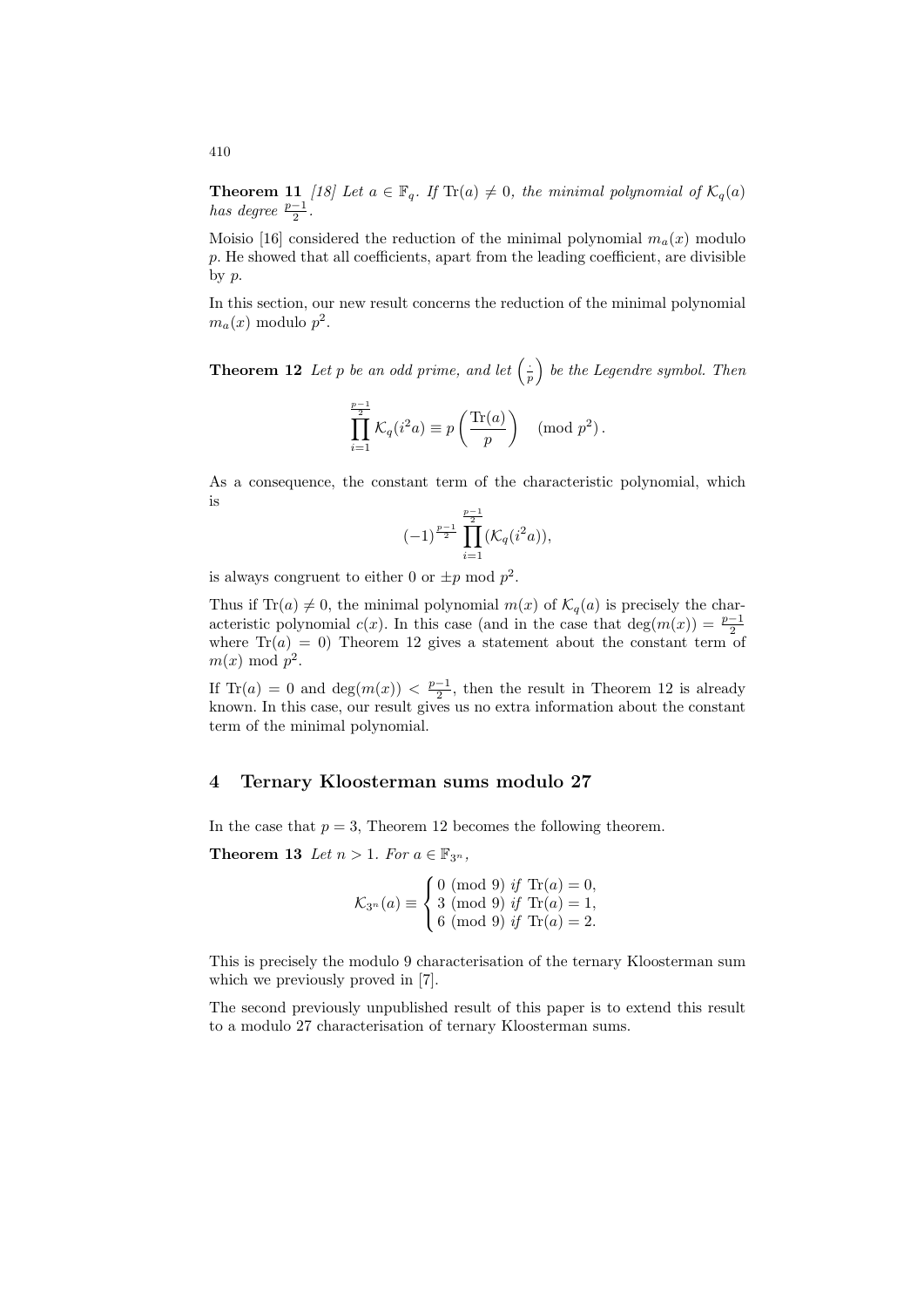**Theorem 11** *[18] Let $a \in \mathbb{F}_q$. If $\mathrm{Tr}(a) \neq 0$, the minimal polynomial of $\mathcal{K}_q(a)$ has degree $\frac{p-1}{2}$.*

Moisio [16] considered the reduction of the minimal polynomial $m_a(x)$ modulo $p$. He showed that all coefficients, apart from the leading coefficient, are divisible by $p$.

In this section, our new result concerns the reduction of the minimal polynomial $m_a(x)$ modulo $p^2$.

**Theorem 12** *Let $p$ be an odd prime, and let $\left(\frac{\cdot}{p}\right)$ be the Legendre symbol. Then*

$$\prod_{i=1}^{\frac{p-1}{2}} \mathcal{K}_q(i^2 a) \equiv p \left(\frac{\mathrm{Tr}(a)}{p}\right) \pmod{p^2}.$$

As a consequence, the constant term of the characteristic polynomial, which is

$$(-1)^{\frac{p-1}{2}} \prod_{i=1}^{\frac{p-1}{2}} (\mathcal{K}_q(i^2 a)),$$

is always congruent to either 0 or $\pm p$ mod $p^2$.

Thus if $\mathrm{Tr}(a) \neq 0$, the minimal polynomial $m(x)$ of $\mathcal{K}_q(a)$ is precisely the characteristic polynomial $c(x)$. In this case (and in the case that $\deg(m(x)) = \frac{p-1}{2}$ where $\mathrm{Tr}(a) = 0$) Theorem 12 gives a statement about the constant term of $m(x)$ mod $p^2$.

If $\mathrm{Tr}(a) = 0$ and $\deg(m(x)) < \frac{p-1}{2}$, then the result in Theorem 12 is already known. In this case, our result gives us no extra information about the constant term of the minimal polynomial.

## 4 Ternary Kloosterman sums modulo 27

In the case that $p = 3$, Theorem 12 becomes the following theorem.

**Theorem 13** *Let $n > 1$. For $a \in \mathbb{F}_{3^n}$,*

$$\mathcal{K}_{3^n}(a) \equiv \begin{cases} 0 \pmod 9 & \text{if } \mathrm{Tr}(a) = 0, \\ 3 \pmod 9 & \text{if } \mathrm{Tr}(a) = 1, \\ 6 \pmod 9 & \text{if } \mathrm{Tr}(a) = 2. \end{cases}$$

This is precisely the modulo 9 characterisation of the ternary Kloosterman sum which we previously proved in [7].

The second previously unpublished result of this paper is to extend this result to a modulo 27 characterisation of ternary Kloosterman sums.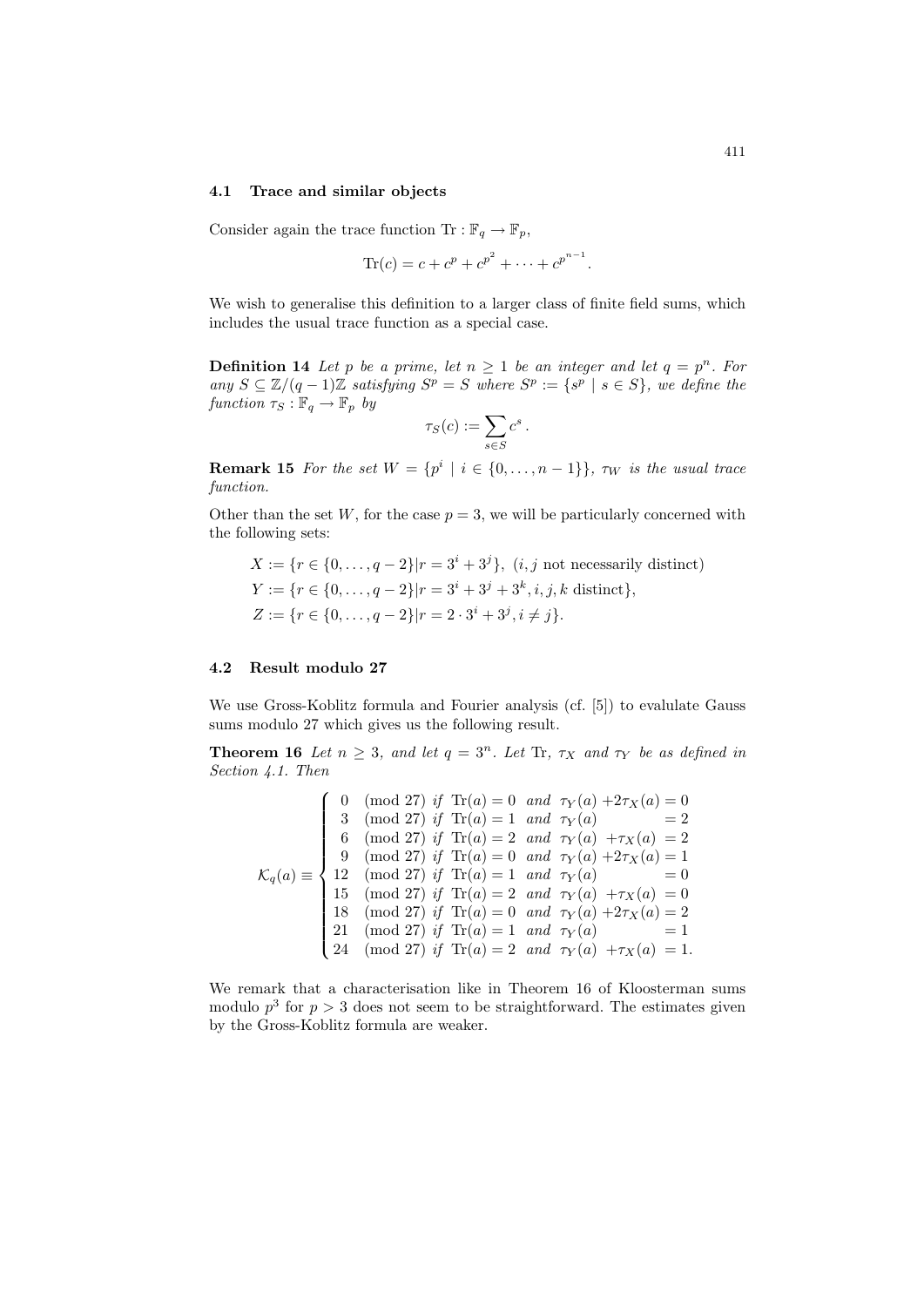### 4.1 Trace and similar objects

Consider again the trace function $\mathrm{Tr}: \mathbb{F}_q \to \mathbb{F}_p$,

$$\mathrm{Tr}(c) = c + c^p + c^{p^2} + \cdots + c^{p^{n-1}}.$$

We wish to generalise this definition to a larger class of finite field sums, which includes the usual trace function as a special case.

**Definition 14** *Let $p$ be a prime, let $n \geq 1$ be an integer and let $q = p^n$. For any $S \subseteq \mathbb{Z}/(q-1)\mathbb{Z}$ satisfying $S^p = S$ where $S^p := \{s^p \mid s \in S\}$, we define the function $\tau_S : \mathbb{F}_q \to \mathbb{F}_p$ by*

$$\tau_S(c) := \sum_{s \in S} c^s.$$

**Remark 15** *For the set $W = \{p^i \mid i \in \{0, \ldots, n-1\}\}$, $\tau_W$ is the usual trace function.*

Other than the set $W$, for the case $p = 3$, we will be particularly concerned with the following sets:

$$X := \{r \in \{0, \ldots, q-2\} | r = 3^i + 3^j\},\ (i, j \text{ not necessarily distinct})$$
$$Y := \{r \in \{0, \ldots, q-2\} | r = 3^i + 3^j + 3^k, i, j, k \text{ distinct}\},$$
$$Z := \{r \in \{0, \ldots, q-2\} | r = 2 \cdot 3^i + 3^j, i \neq j\}.$$

### 4.2 Result modulo 27

We use Gross-Koblitz formula and Fourier analysis (cf. [5]) to evalulate Gauss sums modulo 27 which gives us the following result.

**Theorem 16** *Let $n \geq 3$, and let $q = 3^n$. Let $\mathrm{Tr}$, $\tau_X$ and $\tau_Y$ be as defined in Section 4.1. Then*

$$\mathcal{K}_q(a) \equiv \begin{cases} 0 \pmod{27} \text{ if } \mathrm{Tr}(a) = 0 \text{ and } \tau_Y(a) + 2\tau_X(a) = 0 \\ 3 \pmod{27} \text{ if } \mathrm{Tr}(a) = 1 \text{ and } \tau_Y(a) = 2 \\ 6 \pmod{27} \text{ if } \mathrm{Tr}(a) = 2 \text{ and } \tau_Y(a) + \tau_X(a) = 2 \\ 9 \pmod{27} \text{ if } \mathrm{Tr}(a) = 0 \text{ and } \tau_Y(a) + 2\tau_X(a) = 1 \\ 12 \pmod{27} \text{ if } \mathrm{Tr}(a) = 1 \text{ and } \tau_Y(a) = 0 \\ 15 \pmod{27} \text{ if } \mathrm{Tr}(a) = 2 \text{ and } \tau_Y(a) + \tau_X(a) = 0 \\ 18 \pmod{27} \text{ if } \mathrm{Tr}(a) = 0 \text{ and } \tau_Y(a) + 2\tau_X(a) = 2 \\ 21 \pmod{27} \text{ if } \mathrm{Tr}(a) = 1 \text{ and } \tau_Y(a) = 1 \\ 24 \pmod{27} \text{ if } \mathrm{Tr}(a) = 2 \text{ and } \tau_Y(a) + \tau_X(a) = 1. \end{cases}$$

We remark that a characterisation like in Theorem 16 of Kloosterman sums modulo $p^3$ for $p > 3$ does not seem to be straightforward. The estimates given by the Gross-Koblitz formula are weaker.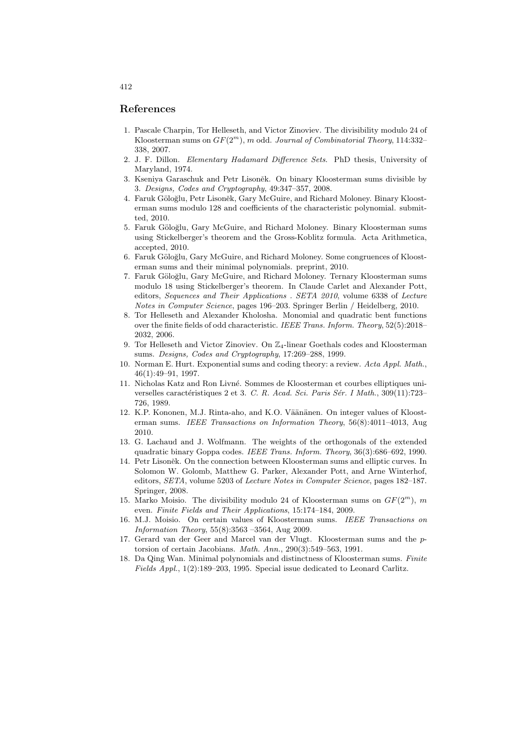## References

1. Pascale Charpin, Tor Helleseth, and Victor Zinoviev. The divisibility modulo 24 of Kloosterman sums on $GF(2^m)$, $m$ odd. *Journal of Combinatorial Theory*, 114:332–338, 2007.
2. J. F. Dillon. *Elementary Hadamard Difference Sets*. PhD thesis, University of Maryland, 1974.
3. Kseniya Garaschuk and Petr Lisoněk. On binary Kloosterman sums divisible by 3. *Designs, Codes and Cryptography*, 49:347–357, 2008.
4. Faruk Göloğlu, Petr Lisoněk, Gary McGuire, and Richard Moloney. Binary Kloosterman sums modulo 128 and coefficients of the characteristic polynomial. submitted, 2010.
5. Faruk Göloğlu, Gary McGuire, and Richard Moloney. Binary Kloosterman sums using Stickelberger's theorem and the Gross-Koblitz formula. Acta Arithmetica, accepted, 2010.
6. Faruk Göloğlu, Gary McGuire, and Richard Moloney. Some congruences of Kloosterman sums and their minimal polynomials. preprint, 2010.
7. Faruk Göloğlu, Gary McGuire, and Richard Moloney. Ternary Kloosterman sums modulo 18 using Stickelberger's theorem. In Claude Carlet and Alexander Pott, editors, *Sequences and Their Applications . SETA 2010*, volume 6338 of *Lecture Notes in Computer Science*, pages 196–203. Springer Berlin / Heidelberg, 2010.
8. Tor Helleseth and Alexander Kholosha. Monomial and quadratic bent functions over the finite fields of odd characteristic. *IEEE Trans. Inform. Theory*, 52(5):2018–2032, 2006.
9. Tor Helleseth and Victor Zinoviev. On $\mathbb{Z}_4$-linear Goethals codes and Kloosterman sums. *Designs, Codes and Cryptography*, 17:269–288, 1999.
10. Norman E. Hurt. Exponential sums and coding theory: a review. *Acta Appl. Math.*, 46(1):49–91, 1997.
11. Nicholas Katz and Ron Livné. Sommes de Kloosterman et courbes elliptiques universelles caractéristiques 2 et 3. *C. R. Acad. Sci. Paris Sér. I Math.*, 309(11):723–726, 1989.
12. K.P. Kononen, M.J. Rinta-aho, and K.O. Väänänen. On integer values of Kloosterman sums. *IEEE Transactions on Information Theory*, 56(8):4011–4013, Aug 2010.
13. G. Lachaud and J. Wolfmann. The weights of the orthogonals of the extended quadratic binary Goppa codes. *IEEE Trans. Inform. Theory*, 36(3):686–692, 1990.
14. Petr Lisoněk. On the connection between Kloosterman sums and elliptic curves. In Solomon W. Golomb, Matthew G. Parker, Alexander Pott, and Arne Winterhof, editors, *SETA*, volume 5203 of *Lecture Notes in Computer Science*, pages 182–187. Springer, 2008.
15. Marko Moisio. The divisibility modulo 24 of Kloosterman sums on $GF(2^m)$, $m$ even. *Finite Fields and Their Applications*, 15:174–184, 2009.
16. M.J. Moisio. On certain values of Kloosterman sums. *IEEE Transactions on Information Theory*, 55(8):3563 –3564, Aug 2009.
17. Gerard van der Geer and Marcel van der Vlugt. Kloosterman sums and the $p$-torsion of certain Jacobians. *Math. Ann.*, 290(3):549–563, 1991.
18. Da Qing Wan. Minimal polynomials and distinctness of Kloosterman sums. *Finite Fields Appl.*, 1(2):189–203, 1995. Special issue dedicated to Leonard Carlitz.